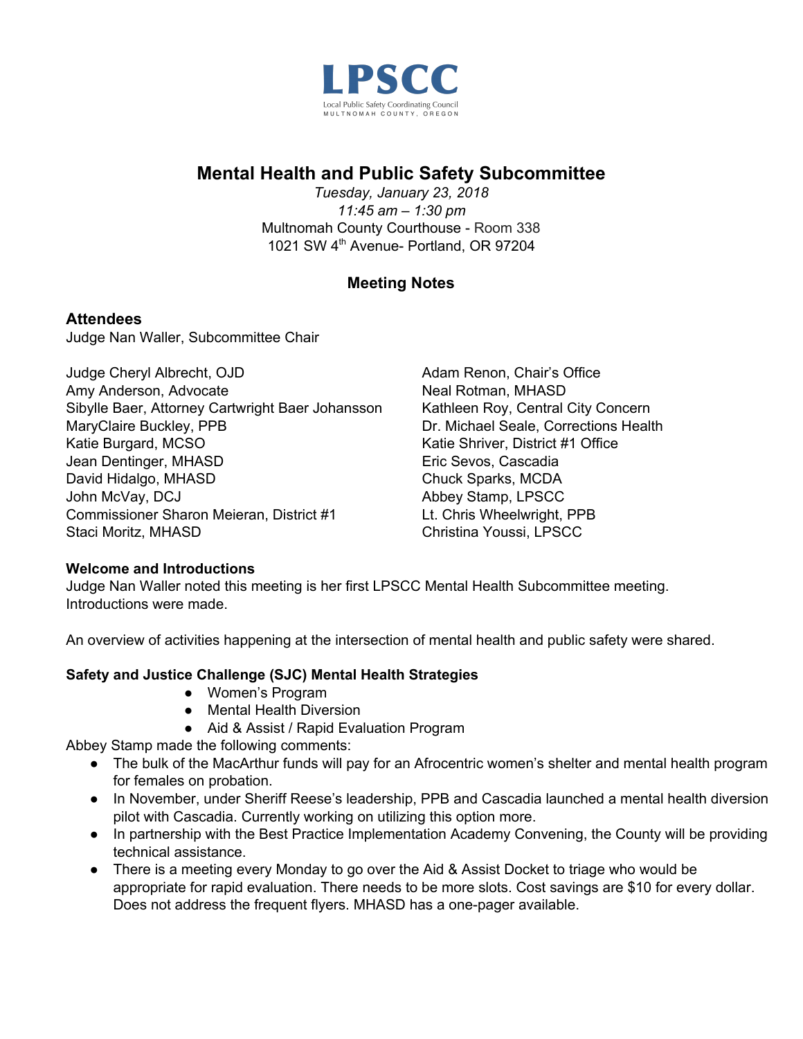**LPSCC**

Local Public Safety Coordinating Council
MULTNOMAH COUNTY, OREGON

# Mental Health and Public Safety Subcommittee

*Tuesday, January 23, 2018*
*11:45 am – 1:30 pm*
Multnomah County Courthouse - Room 338
1021 SW 4th Avenue- Portland, OR 97204

## Meeting Notes

### Attendees

Judge Nan Waller, Subcommittee Chair

Judge Cheryl Albrecht, OJD
Amy Anderson, Advocate
Sibylle Baer, Attorney Cartwright Baer Johansson
MaryClaire Buckley, PPB
Katie Burgard, MCSO
Jean Dentinger, MHASD
David Hidalgo, MHASD
John McVay, DCJ
Commissioner Sharon Meieran, District #1
Staci Moritz, MHASD
Adam Renon, Chair's Office
Neal Rotman, MHASD
Kathleen Roy, Central City Concern
Dr. Michael Seale, Corrections Health
Katie Shriver, District #1 Office
Eric Sevos, Cascadia
Chuck Sparks, MCDA
Abbey Stamp, LPSCC
Lt. Chris Wheelwright, PPB
Christina Youssi, LPSCC

**Welcome and Introductions**

Judge Nan Waller noted this meeting is her first LPSCC Mental Health Subcommittee meeting. Introductions were made.

An overview of activities happening at the intersection of mental health and public safety were shared.

**Safety and Justice Challenge (SJC) Mental Health Strategies**

- Women's Program
- Mental Health Diversion
- Aid & Assist / Rapid Evaluation Program

Abbey Stamp made the following comments:

- The bulk of the MacArthur funds will pay for an Afrocentric women's shelter and mental health program for females on probation.
- In November, under Sheriff Reese's leadership, PPB and Cascadia launched a mental health diversion pilot with Cascadia. Currently working on utilizing this option more.
- In partnership with the Best Practice Implementation Academy Convening, the County will be providing technical assistance.
- There is a meeting every Monday to go over the Aid & Assist Docket to triage who would be appropriate for rapid evaluation. There needs to be more slots. Cost savings are $10 for every dollar. Does not address the frequent flyers. MHASD has a one-pager available.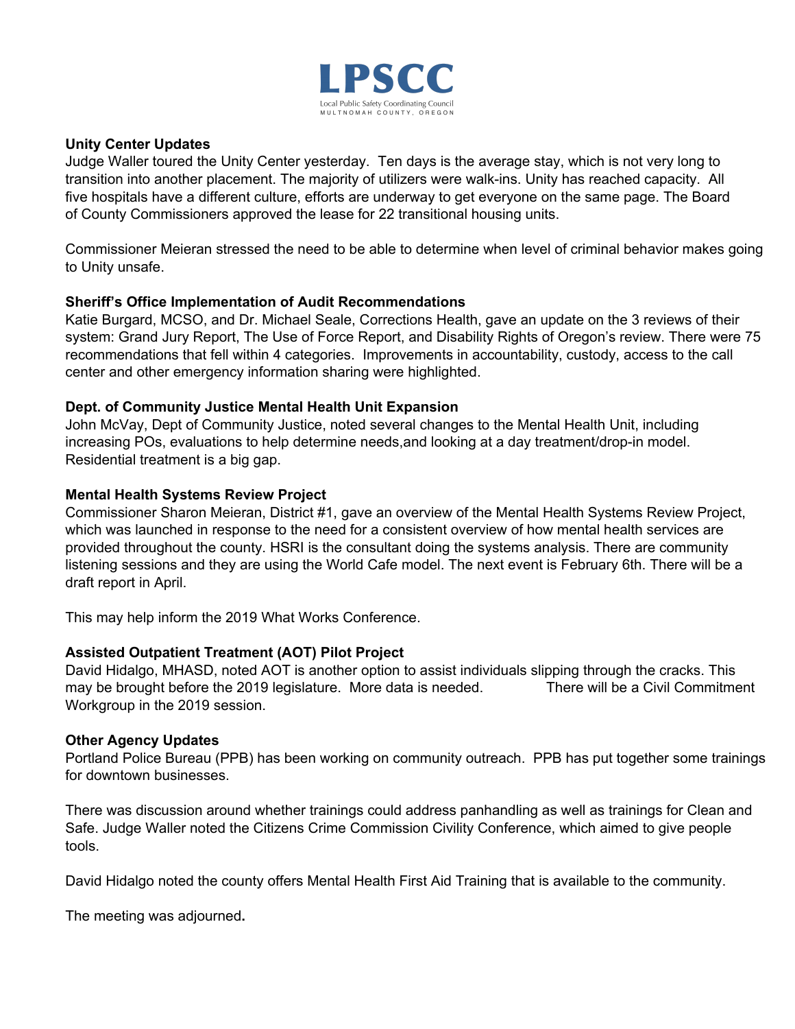**Unity Center Updates**

Judge Waller toured the Unity Center yesterday. Ten days is the average stay, which is not very long to transition into another placement. The majority of utilizers were walk-ins. Unity has reached capacity. All five hospitals have a different culture, efforts are underway to get everyone on the same page. The Board of County Commissioners approved the lease for 22 transitional housing units.

Commissioner Meieran stressed the need to be able to determine when level of criminal behavior makes going to Unity unsafe.

**Sheriff's Office Implementation of Audit Recommendations**

Katie Burgard, MCSO, and Dr. Michael Seale, Corrections Health, gave an update on the 3 reviews of their system: Grand Jury Report, The Use of Force Report, and Disability Rights of Oregon's review. There were 75 recommendations that fell within 4 categories. Improvements in accountability, custody, access to the call center and other emergency information sharing were highlighted.

**Dept. of Community Justice Mental Health Unit Expansion**

John McVay, Dept of Community Justice, noted several changes to the Mental Health Unit, including increasing POs, evaluations to help determine needs,and looking at a day treatment/drop-in model. Residential treatment is a big gap.

**Mental Health Systems Review Project**

Commissioner Sharon Meieran, District #1, gave an overview of the Mental Health Systems Review Project, which was launched in response to the need for a consistent overview of how mental health services are provided throughout the county. HSRI is the consultant doing the systems analysis. There are community listening sessions and they are using the World Cafe model. The next event is February 6th. There will be a draft report in April.

This may help inform the 2019 What Works Conference.

**Assisted Outpatient Treatment (AOT) Pilot Project**

David Hidalgo, MHASD, noted AOT is another option to assist individuals slipping through the cracks. This may be brought before the 2019 legislature. More data is needed. There will be a Civil Commitment Workgroup in the 2019 session.

**Other Agency Updates**

Portland Police Bureau (PPB) has been working on community outreach. PPB has put together some trainings for downtown businesses.

There was discussion around whether trainings could address panhandling as well as trainings for Clean and Safe. Judge Waller noted the Citizens Crime Commission Civility Conference, which aimed to give people tools.

David Hidalgo noted the county offers Mental Health First Aid Training that is available to the community.

The meeting was adjourned.